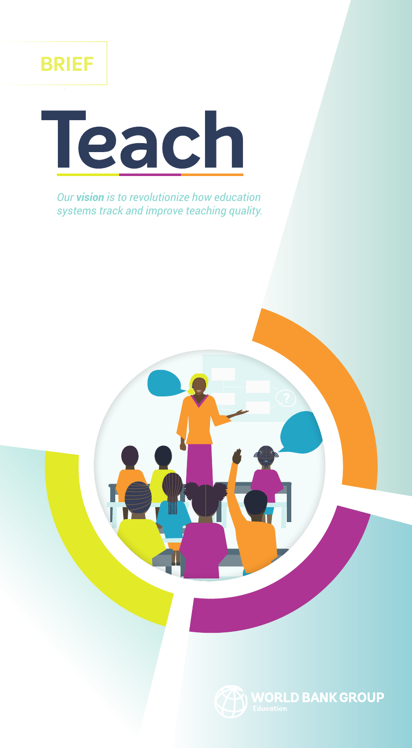BRIEF

# Teach

*Our **vision** is to revolutionize how education systems track and improve teaching quality.*

WORLD BANK GROUP
Education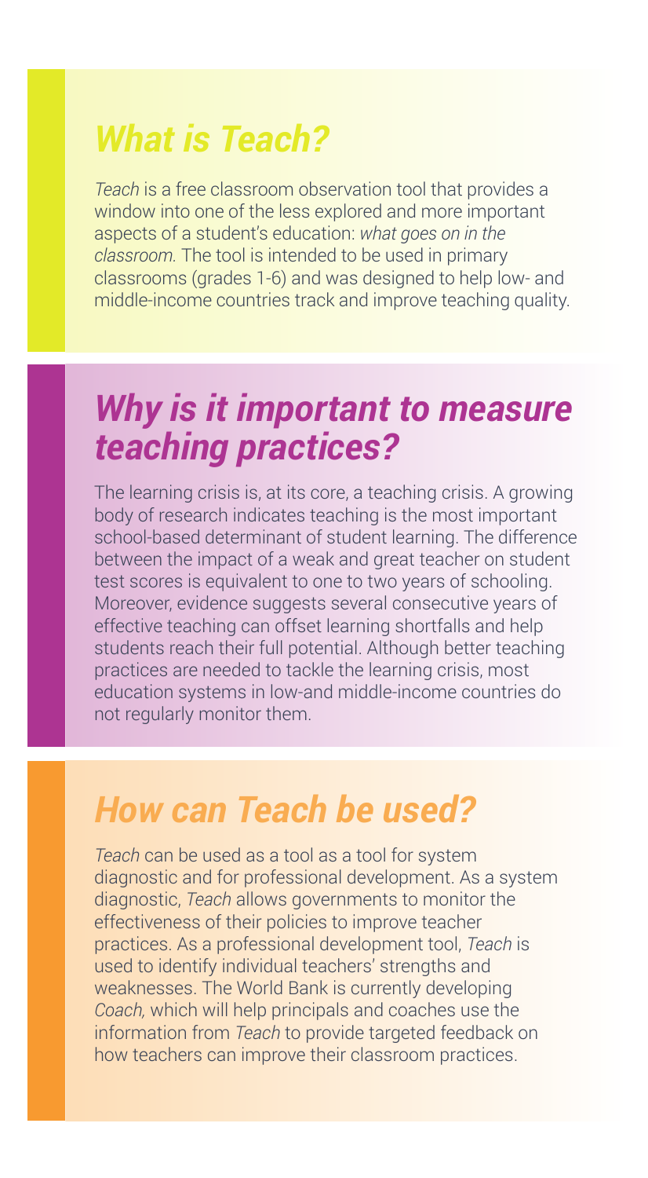## *What is Teach?*

*Teach* is a free classroom observation tool that provides a window into one of the less explored and more important aspects of a student's education: *what goes on in the classroom.* The tool is intended to be used in primary classrooms (grades 1-6) and was designed to help low- and middle-income countries track and improve teaching quality.

## *Why is it important to measure teaching practices?*

The learning crisis is, at its core, a teaching crisis. A growing body of research indicates teaching is the most important school-based determinant of student learning. The difference between the impact of a weak and great teacher on student test scores is equivalent to one to two years of schooling. Moreover, evidence suggests several consecutive years of effective teaching can offset learning shortfalls and help students reach their full potential. Although better teaching practices are needed to tackle the learning crisis, most education systems in low-and middle-income countries do not regularly monitor them.

## *How can Teach be used?*

*Teach* can be used as a tool as a tool for system diagnostic and for professional development. As a system diagnostic, *Teach* allows governments to monitor the effectiveness of their policies to improve teacher practices. As a professional development tool, *Teach* is used to identify individual teachers' strengths and weaknesses. The World Bank is currently developing *Coach,* which will help principals and coaches use the information from *Teach* to provide targeted feedback on how teachers can improve their classroom practices.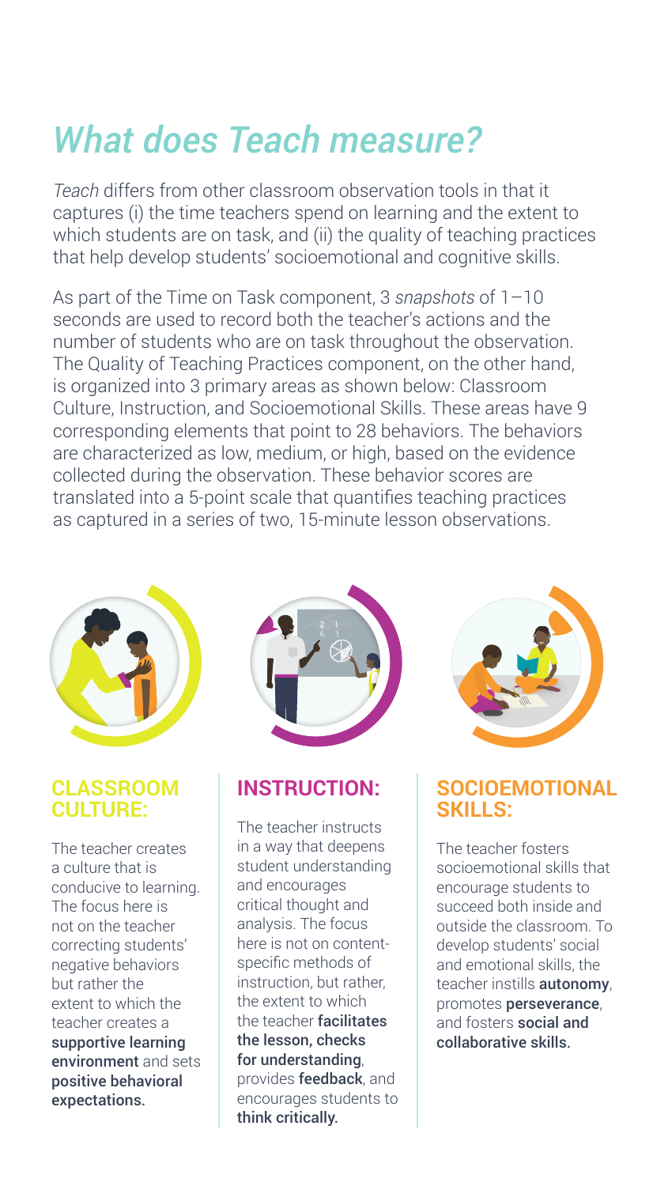# *What does Teach measure?*

*Teach* differs from other classroom observation tools in that it captures (i) the time teachers spend on learning and the extent to which students are on task, and (ii) the quality of teaching practices that help develop students' socioemotional and cognitive skills.

As part of the Time on Task component, 3 *snapshots* of 1–10 seconds are used to record both the teacher's actions and the number of students who are on task throughout the observation. The Quality of Teaching Practices component, on the other hand, is organized into 3 primary areas as shown below: Classroom Culture, Instruction, and Socioemotional Skills. These areas have 9 corresponding elements that point to 28 behaviors. The behaviors are characterized as low, medium, or high, based on the evidence collected during the observation. These behavior scores are translated into a 5-point scale that quantifies teaching practices as captured in a series of two, 15-minute lesson observations.

## CLASSROOM CULTURE:

The teacher creates a culture that is conducive to learning. The focus here is not on the teacher correcting students' negative behaviors but rather the extent to which the teacher creates a **supportive learning environment** and sets **positive behavioral expectations.**

## INSTRUCTION:

The teacher instructs in a way that deepens student understanding and encourages critical thought and analysis. The focus here is not on content-specific methods of instruction, but rather, the extent to which the teacher **facilitates the lesson, checks for understanding**, provides **feedback**, and encourages students to **think critically.**

## SOCIOEMOTIONAL SKILLS:

The teacher fosters socioemotional skills that encourage students to succeed both inside and outside the classroom. To develop students' social and emotional skills, the teacher instills **autonomy**, promotes **perseverance**, and fosters **social and collaborative skills.**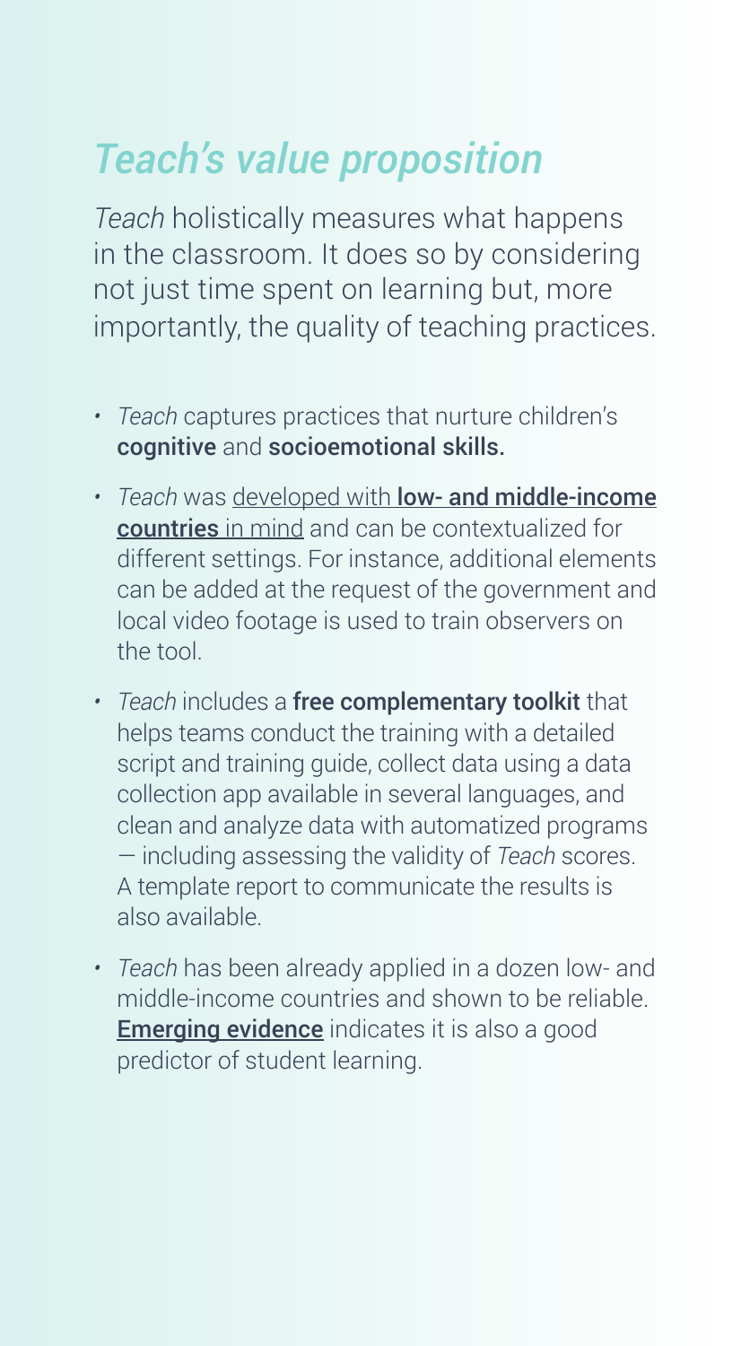# *Teach's value proposition*

*Teach* holistically measures what happens in the classroom. It does so by considering not just time spent on learning but, more importantly, the quality of teaching practices.

- *Teach* captures practices that nurture children's **cognitive** and **socioemotional skills.**
- *Teach* was developed with **low- and middle-income countries** in mind and can be contextualized for different settings. For instance, additional elements can be added at the request of the government and local video footage is used to train observers on the tool.
- *Teach* includes a **free complementary toolkit** that helps teams conduct the training with a detailed script and training guide, collect data using a data collection app available in several languages, and clean and analyze data with automatized programs — including assessing the validity of *Teach* scores. A template report to communicate the results is also available.
- *Teach* has been already applied in a dozen low- and middle-income countries and shown to be reliable. **Emerging evidence** indicates it is also a good predictor of student learning.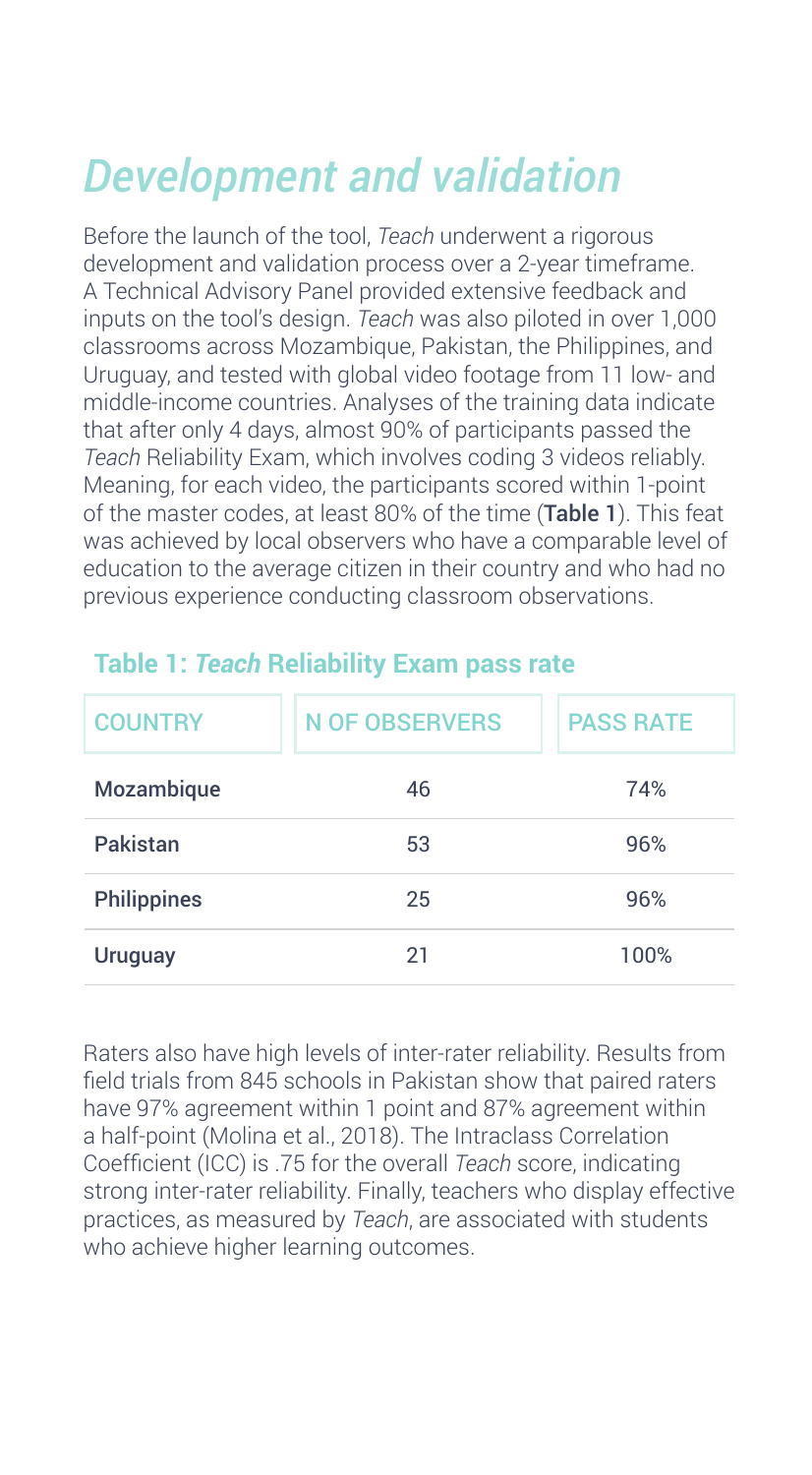# *Development and validation*

Before the launch of the tool, *Teach* underwent a rigorous development and validation process over a 2-year timeframe. A Technical Advisory Panel provided extensive feedback and inputs on the tool's design. *Teach* was also piloted in over 1,000 classrooms across Mozambique, Pakistan, the Philippines, and Uruguay, and tested with global video footage from 11 low- and middle-income countries. Analyses of the training data indicate that after only 4 days, almost 90% of participants passed the *Teach* Reliability Exam, which involves coding 3 videos reliably. Meaning, for each video, the participants scored within 1-point of the master codes, at least 80% of the time (**Table 1**). This feat was achieved by local observers who have a comparable level of education to the average citizen in their country and who had no previous experience conducting classroom observations.

### Table 1: *Teach* Reliability Exam pass rate

| COUNTRY | N OF OBSERVERS | PASS RATE |
|---|---|---|
| **Mozambique** | 46 | 74% |
| **Pakistan** | 53 | 96% |
| **Philippines** | 25 | 96% |
| **Uruguay** | 21 | 100% |

Raters also have high levels of inter-rater reliability. Results from field trials from 845 schools in Pakistan show that paired raters have 97% agreement within 1 point and 87% agreement within a half-point (Molina et al., 2018). The Intraclass Correlation Coefficient (ICC) is .75 for the overall *Teach* score, indicating strong inter-rater reliability. Finally, teachers who display effective practices, as measured by *Teach*, are associated with students who achieve higher learning outcomes.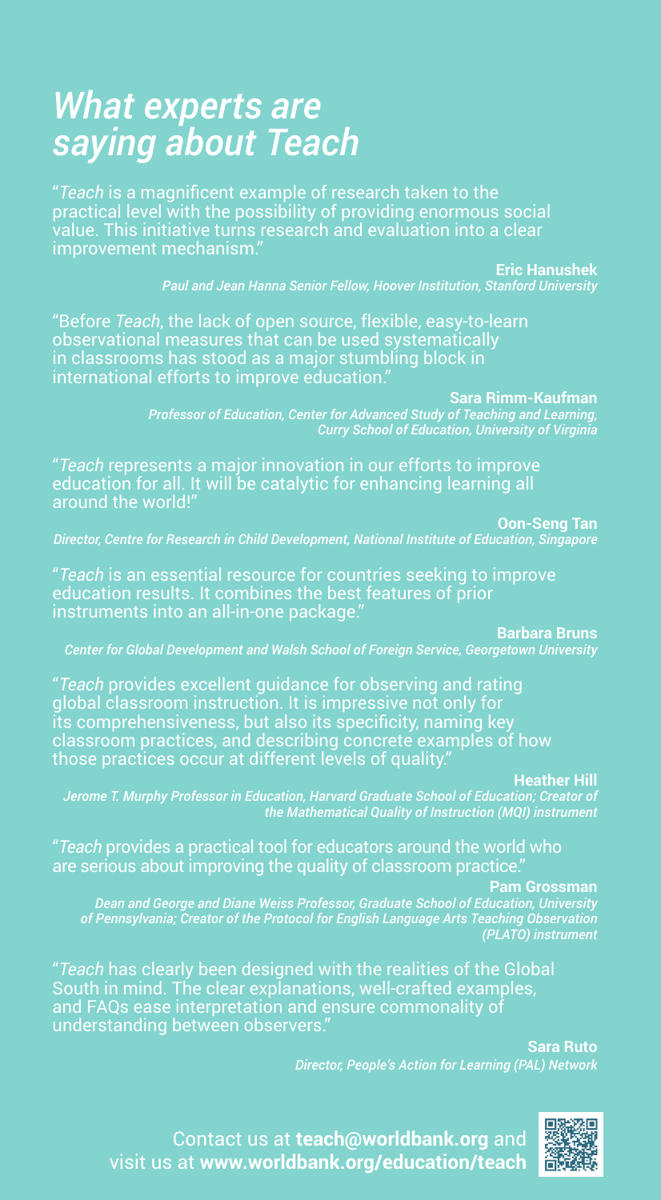# *What experts are saying about Teach*

"*Teach* is a magnificent example of research taken to the practical level with the possibility of providing enormous social value. This initiative turns research and evaluation into a clear improvement mechanism."

**Eric Hanushek**
*Paul and Jean Hanna Senior Fellow, Hoover Institution, Stanford University*

"Before *Teach*, the lack of open source, flexible, easy-to-learn observational measures that can be used systematically in classrooms has stood as a major stumbling block in international efforts to improve education."

**Sara Rimm-Kaufman**
*Professor of Education, Center for Advanced Study of Teaching and Learning, Curry School of Education, University of Virginia*

"*Teach* represents a major innovation in our efforts to improve education for all. It will be catalytic for enhancing learning all around the world!"

**Oon-Seng Tan**
*Director, Centre for Research in Child Development, National Institute of Education, Singapore*

"*Teach* is an essential resource for countries seeking to improve education results. It combines the best features of prior instruments into an all-in-one package."

**Barbara Bruns**
*Center for Global Development and Walsh School of Foreign Service, Georgetown University*

"*Teach* provides excellent guidance for observing and rating global classroom instruction. It is impressive not only for its comprehensiveness, but also its specificity, naming key classroom practices, and describing concrete examples of how those practices occur at different levels of quality."

**Heather Hill**
*Jerome T. Murphy Professor in Education, Harvard Graduate School of Education; Creator of the Mathematical Quality of Instruction (MQI) instrument*

"*Teach* provides a practical tool for educators around the world who are serious about improving the quality of classroom practice."

**Pam Grossman**
*Dean and George and Diane Weiss Professor, Graduate School of Education, University of Pennsylvania; Creator of the Protocol for English Language Arts Teaching Observation (PLATO) instrument*

"*Teach* has clearly been designed with the realities of the Global South in mind. The clear explanations, well-crafted examples, and FAQs ease interpretation and ensure commonality of understanding between observers."

**Sara Ruto**
*Director, People's Action for Learning (PAL) Network*

Contact us at **teach@worldbank.org** and visit us at **www.worldbank.org/education/teach**